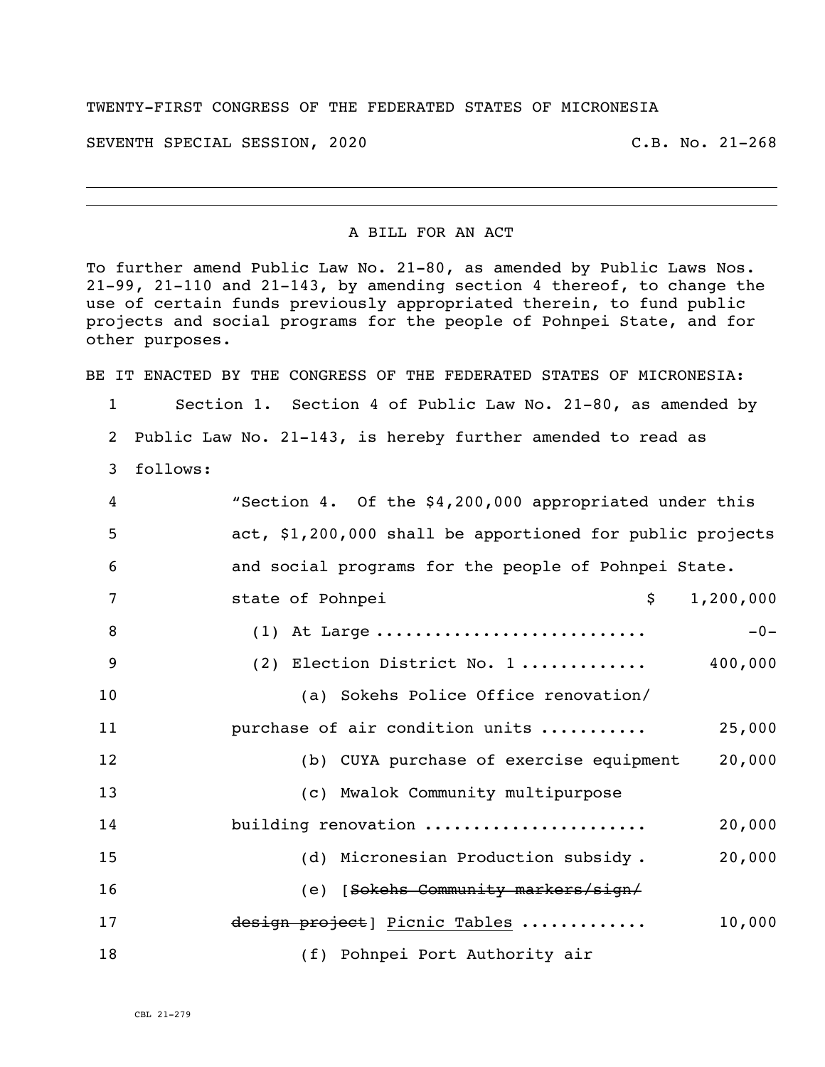TWENTY-FIRST CONGRESS OF THE FEDERATED STATES OF MICRONESIA

SEVENTH SPECIAL SESSION, 2020 C.B. No. 21-268

---

A BILL FOR AN ACT

To further amend Public Law No. 21-80, as amended by Public Laws Nos. 21-99, 21-110 and 21-143, by amending section 4 thereof, to change the use of certain funds previously appropriated therein, to fund public projects and social programs for the people of Pohnpei State, and for other purposes.

BE IT ENACTED BY THE CONGRESS OF THE FEDERATED STATES OF MICRONESIA:

1 Section 1. Section 4 of Public Law No. 21-80, as amended by
2 Public Law No. 21-143, is hereby further amended to read as
3 follows:

4 "Section 4. Of the $4,200,000 appropriated under this
5 act, $1,200,000 shall be apportioned for public projects
6 and social programs for the people of Pohnpei State.

7 state of Pohnpei $ 1,200,000
8 (1) At Large ............................ -0-
9 (2) Election District No. 1 ............ 400,000
10 (a) Sokehs Police Office renovation/
11 purchase of air condition units .......... 25,000
12 (b) CUYA purchase of exercise equipment 20,000
13 (c) Mwalok Community multipurpose
14 building renovation ...................... 20,000
15 (d) Micronesian Production subsidy . 20,000
16 (e) [~~Sokehs Community markers/sign/~~
17 ~~design project~~] <u>Picnic Tables</u> ............ 10,000
18 (f) Pohnpei Port Authority air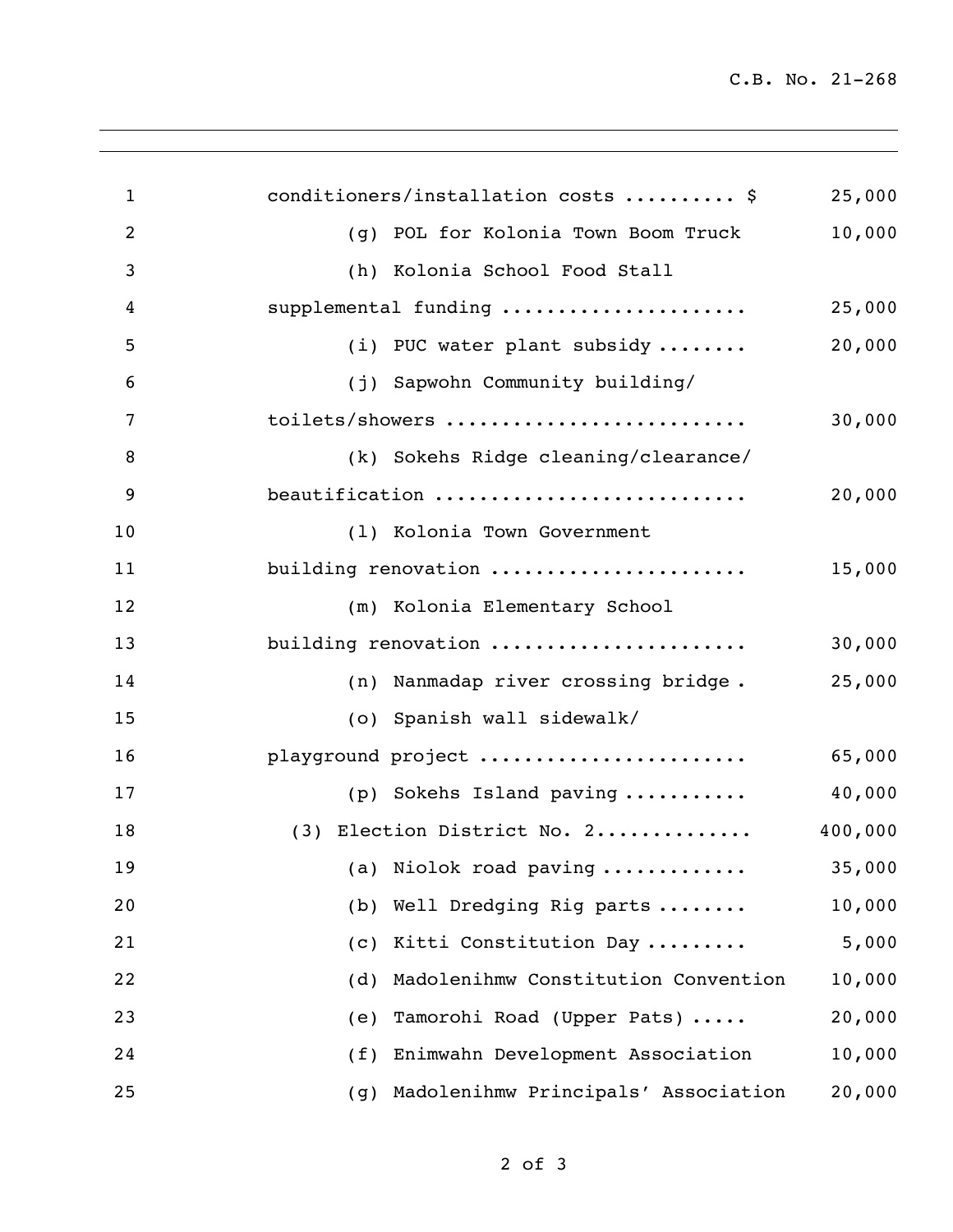conditioners/installation costs .......... $ 25,000

(g) POL for Kolonia Town Boom Truck 10,000

(h) Kolonia School Food Stall supplemental funding ..................... 25,000

(i) PUC water plant subsidy ........ 20,000

(j) Sapwohn Community building/ toilets/showers .......................... 30,000

(k) Sokehs Ridge cleaning/clearance/ beautification ........................... 20,000

(l) Kolonia Town Government building renovation ...................... 15,000

(m) Kolonia Elementary School building renovation ...................... 30,000

(n) Nanmadap river crossing bridge . 25,000

(o) Spanish wall sidewalk/ playground project ....................... 65,000

(p) Sokehs Island paving ........... 40,000

(3) Election District No. 2............. 400,000

(a) Niolok road paving ............ 35,000

(b) Well Dredging Rig parts ........ 10,000

(c) Kitti Constitution Day ......... 5,000

(d) Madolenihmw Constitution Convention 10,000

(e) Tamorohi Road (Upper Pats) ..... 20,000

(f) Enimwahn Development Association 10,000

(g) Madolenihmw Principals' Association 20,000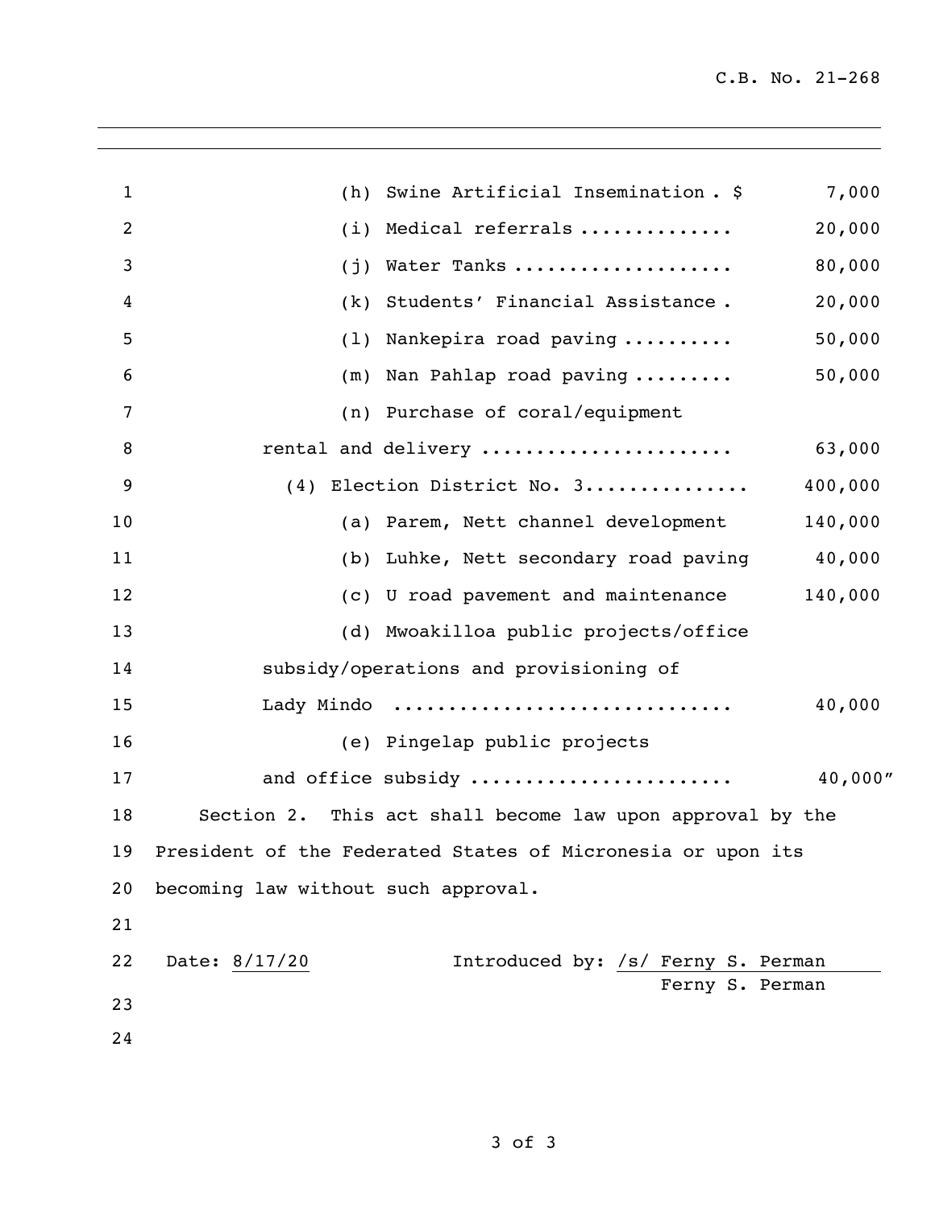(h) Swine Artificial Insemination . $ 7,000

(i) Medical referrals ............. 20,000

(j) Water Tanks ................... 80,000

(k) Students' Financial Assistance . 20,000

(l) Nankepira road paving .......... 50,000

(m) Nan Pahlap road paving ......... 50,000

(n) Purchase of coral/equipment rental and delivery ...................... 63,000

(4) Election District No. 3............... 400,000

(a) Parem, Nett channel development 140,000

(b) Luhke, Nett secondary road paving 40,000

(c) U road pavement and maintenance 140,000

(d) Mwoakilloa public projects/office subsidy/operations and provisioning of Lady Mindo .............................. 40,000

(e) Pingelap public projects and office subsidy ....................... 40,000"

Section 2. This act shall become law upon approval by the President of the Federated States of Micronesia or upon its becoming law without such approval.

Date: 8/17/20

Introduced by: /s/ Ferny S. Perman
Ferny S. Perman